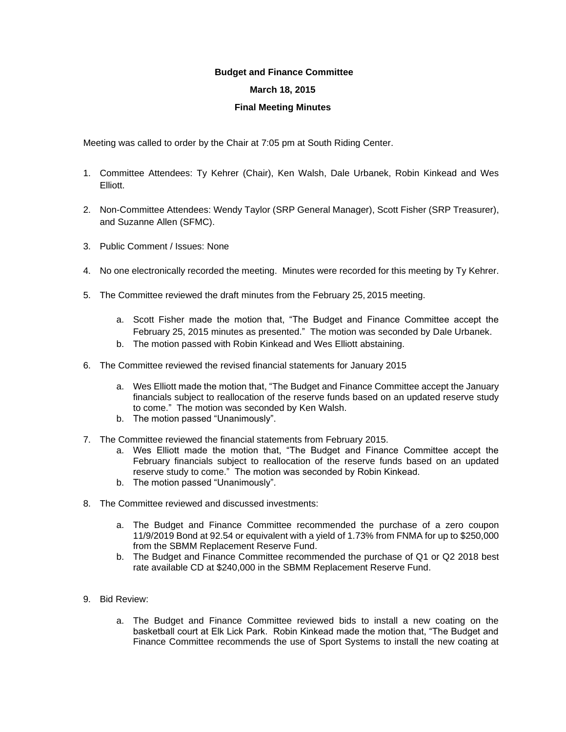**Budget and Finance Committee**

**March 18, 2015**

**Final Meeting Minutes**

Meeting was called to order by the Chair at 7:05 pm at South Riding Center.

1. Committee Attendees: Ty Kehrer (Chair), Ken Walsh, Dale Urbanek, Robin Kinkead and Wes Elliott.

2. Non-Committee Attendees: Wendy Taylor (SRP General Manager), Scott Fisher (SRP Treasurer), and Suzanne Allen (SFMC).

3. Public Comment / Issues: None

4. No one electronically recorded the meeting. Minutes were recorded for this meeting by Ty Kehrer.

5. The Committee reviewed the draft minutes from the February 25, 2015 meeting.

   a. Scott Fisher made the motion that, "The Budget and Finance Committee accept the February 25, 2015 minutes as presented." The motion was seconded by Dale Urbanek.
   b. The motion passed with Robin Kinkead and Wes Elliott abstaining.

6. The Committee reviewed the revised financial statements for January 2015

   a. Wes Elliott made the motion that, "The Budget and Finance Committee accept the January financials subject to reallocation of the reserve funds based on an updated reserve study to come." The motion was seconded by Ken Walsh.
   b. The motion passed "Unanimously".

7. The Committee reviewed the financial statements from February 2015.
   a. Wes Elliott made the motion that, "The Budget and Finance Committee accept the February financials subject to reallocation of the reserve funds based on an updated reserve study to come." The motion was seconded by Robin Kinkead.
   b. The motion passed "Unanimously".

8. The Committee reviewed and discussed investments:

   a. The Budget and Finance Committee recommended the purchase of a zero coupon 11/9/2019 Bond at 92.54 or equivalent with a yield of 1.73% from FNMA for up to $250,000 from the SBMM Replacement Reserve Fund.
   b. The Budget and Finance Committee recommended the purchase of Q1 or Q2 2018 best rate available CD at $240,000 in the SBMM Replacement Reserve Fund.

9. Bid Review:

   a. The Budget and Finance Committee reviewed bids to install a new coating on the basketball court at Elk Lick Park. Robin Kinkead made the motion that, "The Budget and Finance Committee recommends the use of Sport Systems to install the new coating at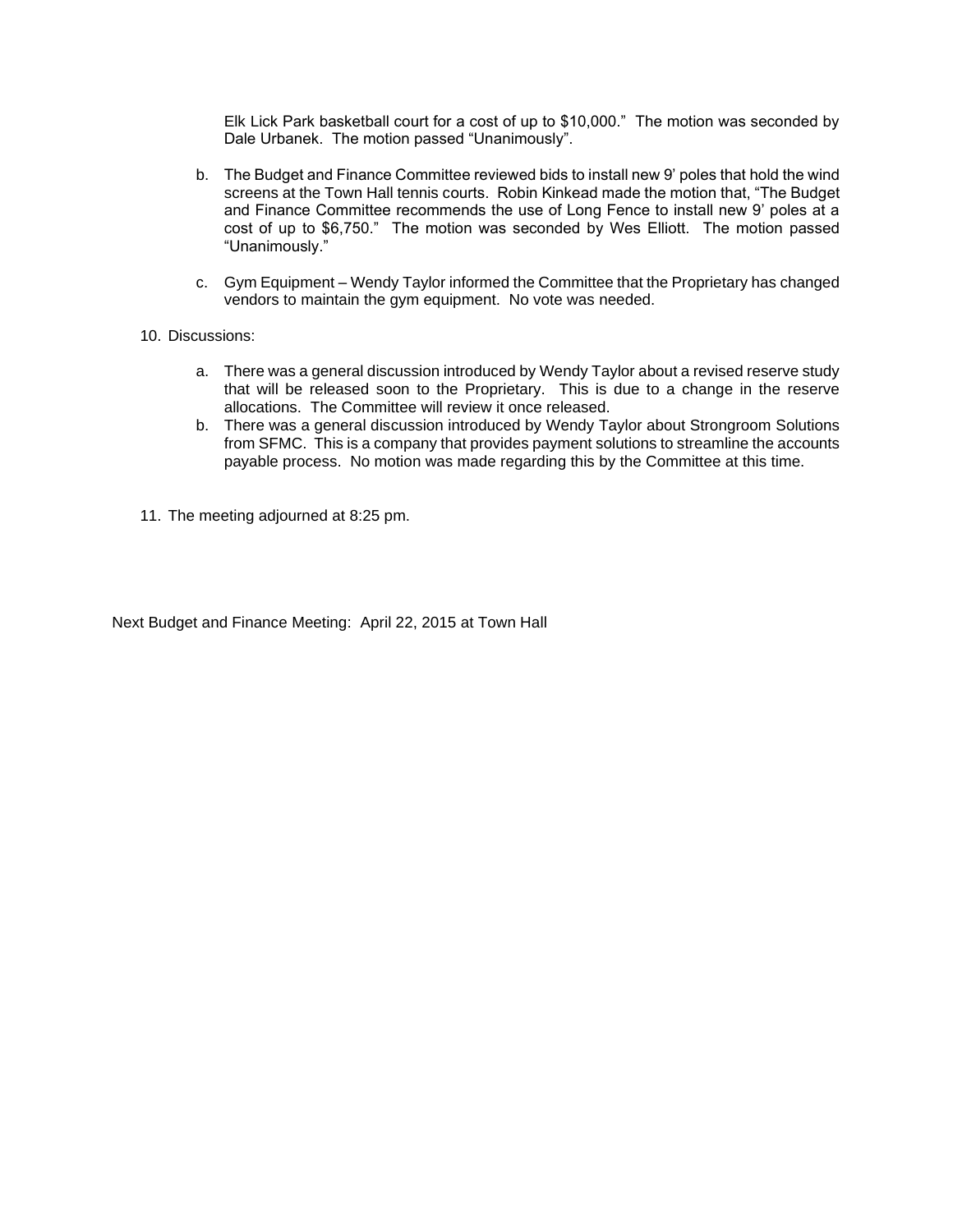Elk Lick Park basketball court for a cost of up to $10,000." The motion was seconded by Dale Urbanek. The motion passed "Unanimously".

b. The Budget and Finance Committee reviewed bids to install new 9' poles that hold the wind screens at the Town Hall tennis courts. Robin Kinkead made the motion that, "The Budget and Finance Committee recommends the use of Long Fence to install new 9' poles at a cost of up to $6,750." The motion was seconded by Wes Elliott. The motion passed "Unanimously."

c. Gym Equipment – Wendy Taylor informed the Committee that the Proprietary has changed vendors to maintain the gym equipment. No vote was needed.

10. Discussions:

    a. There was a general discussion introduced by Wendy Taylor about a revised reserve study that will be released soon to the Proprietary. This is due to a change in the reserve allocations. The Committee will review it once released.
    b. There was a general discussion introduced by Wendy Taylor about Strongroom Solutions from SFMC. This is a company that provides payment solutions to streamline the accounts payable process. No motion was made regarding this by the Committee at this time.

11. The meeting adjourned at 8:25 pm.

Next Budget and Finance Meeting: April 22, 2015 at Town Hall